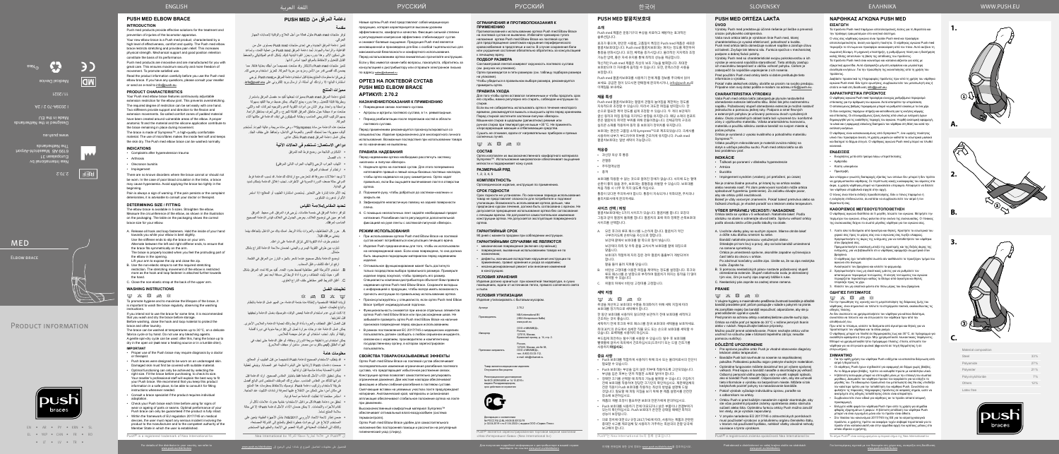# PUSH MED ELBOW BRACE

## INTRODUCTION

## PRODUCT CHARACTERISTICS

## INDICATIONS

- Complaints after hyperextension trauma
- Arthrosis
- Distorsion bursitis
- Impingement

## DETERMINING SIZE / FITTING

## WASHING INSTRUCTIONS

## IMPORTANT

Push® is a registered trademark of Nea International bv

Nea International bv
Europalaan 31
6199 AB Maastricht-Airport
The Netherlands
www.push.eu

Designed in the Netherlands
Made in the EU

2.70.2

MED

ELBOW BRACE

| Material composition | |
|---|---|
| Nylon | 30% |
| Polyamide | 27% |
| Polyester | 21% |
| Polyoxyethylene | 7% |
| Others | 15% |
| Latex free | |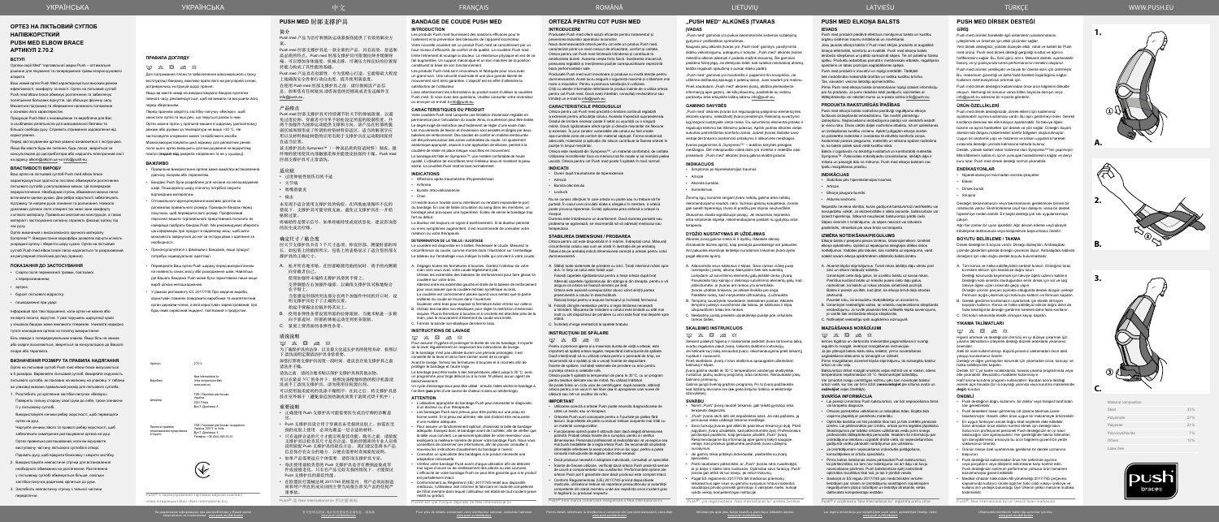# ОРТЕЗ НА ЛІКТЬОВИЙ СУГЛОБ НАПІВЖОРСТКИЙ PUSH MED ELBOW BRACE АРТИКУЛ 2.70.2

# PUSH MED 肘部支撑护具

# BANDAGE DE COUDE PUSH MED

# ORTEZĂ PENTRU COT PUSH MED

# „PUSH MED" ALKŪNĖS ĮTVARAS

# PUSH MED ELKOŅA BALSTS

# PUSH MED DİRSEK DESTEĞİ